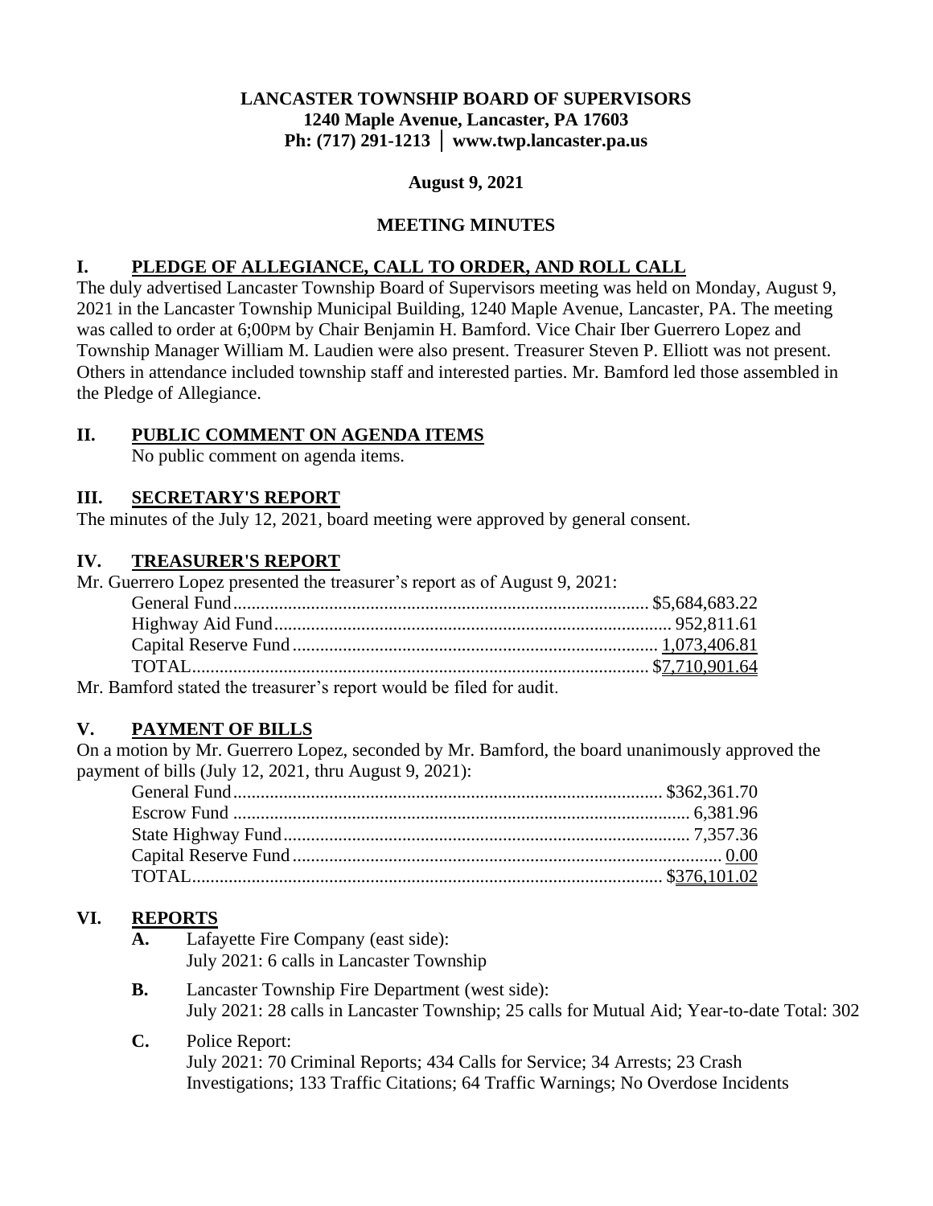**LANCASTER TOWNSHIP BOARD OF SUPERVISORS**
**1240 Maple Avenue, Lancaster, PA 17603**
**Ph: (717) 291-1213 │ www.twp.lancaster.pa.us**

**August 9, 2021**

**MEETING MINUTES**

## I. PLEDGE OF ALLEGIANCE, CALL TO ORDER, AND ROLL CALL

The duly advertised Lancaster Township Board of Supervisors meeting was held on Monday, August 9, 2021 in the Lancaster Township Municipal Building, 1240 Maple Avenue, Lancaster, PA. The meeting was called to order at 6;00PM by Chair Benjamin H. Bamford. Vice Chair Iber Guerrero Lopez and Township Manager William M. Laudien were also present. Treasurer Steven P. Elliott was not present. Others in attendance included township staff and interested parties. Mr. Bamford led those assembled in the Pledge of Allegiance.

## II. PUBLIC COMMENT ON AGENDA ITEMS

No public comment on agenda items.

## III. SECRETARY'S REPORT

The minutes of the July 12, 2021, board meeting were approved by general consent.

## IV. TREASURER'S REPORT

Mr. Guerrero Lopez presented the treasurer's report as of August 9, 2021:

| | |
|---|---|
| General Fund | $5,684,683.22 |
| Highway Aid Fund | 952,811.61 |
| Capital Reserve Fund | 1,073,406.81 |
| TOTAL | $7,710,901.64 |

Mr. Bamford stated the treasurer's report would be filed for audit.

## V. PAYMENT OF BILLS

On a motion by Mr. Guerrero Lopez, seconded by Mr. Bamford, the board unanimously approved the payment of bills (July 12, 2021, thru August 9, 2021):

| | |
|---|---|
| General Fund | $362,361.70 |
| Escrow Fund | 6,381.96 |
| State Highway Fund | 7,357.36 |
| Capital Reserve Fund | 0.00 |
| TOTAL | $376,101.02 |

## VI. REPORTS

**A.** Lafayette Fire Company (east side):
July 2021: 6 calls in Lancaster Township

**B.** Lancaster Township Fire Department (west side):
July 2021: 28 calls in Lancaster Township; 25 calls for Mutual Aid; Year-to-date Total: 302

**C.** Police Report:
July 2021: 70 Criminal Reports; 434 Calls for Service; 34 Arrests; 23 Crash Investigations; 133 Traffic Citations; 64 Traffic Warnings; No Overdose Incidents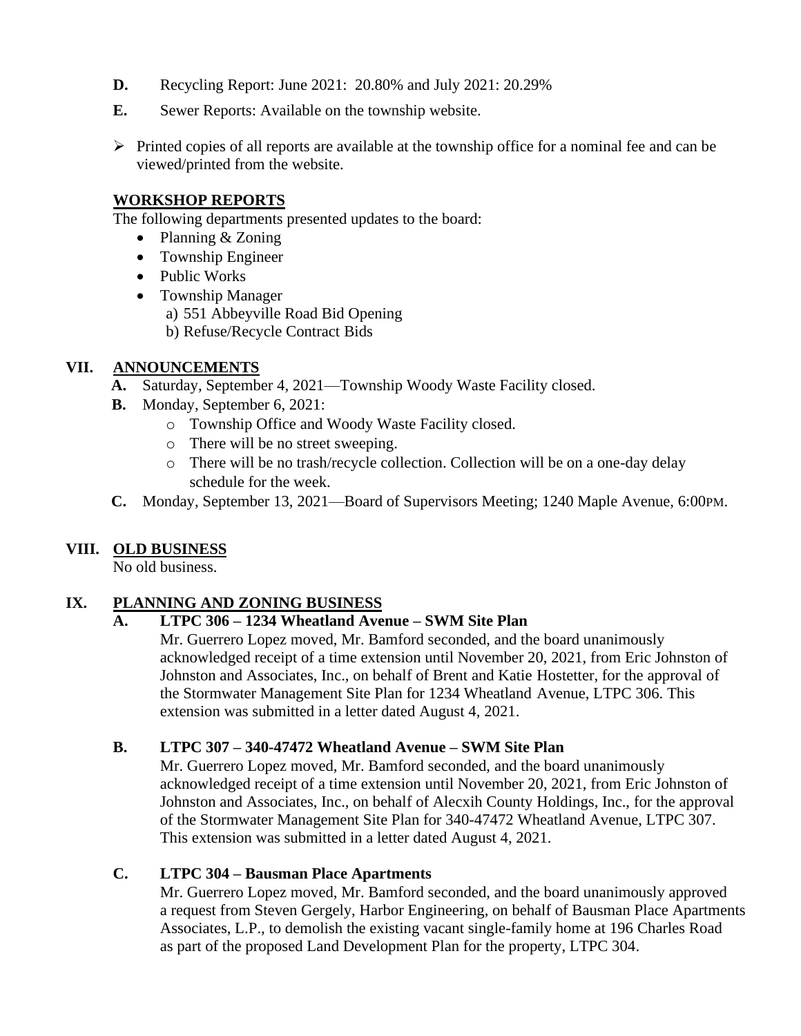**D.** Recycling Report: June 2021: 20.80% and July 2021: 20.29%

**E.** Sewer Reports: Available on the township website.

- Printed copies of all reports are available at the township office for a nominal fee and can be viewed/printed from the website.

**WORKSHOP REPORTS**

The following departments presented updates to the board:

- Planning & Zoning
- Township Engineer
- Public Works
- Township Manager
  - a) 551 Abbeyville Road Bid Opening
  - b) Refuse/Recycle Contract Bids

## VII. ANNOUNCEMENTS

**A.** Saturday, September 4, 2021—Township Woody Waste Facility closed.

**B.** Monday, September 6, 2021:

- Township Office and Woody Waste Facility closed.
- There will be no street sweeping.
- There will be no trash/recycle collection. Collection will be on a one-day delay schedule for the week.

**C.** Monday, September 13, 2021—Board of Supervisors Meeting; 1240 Maple Avenue, 6:00PM.

## VIII. OLD BUSINESS

No old business.

## IX. PLANNING AND ZONING BUSINESS

### A. LTPC 306 – 1234 Wheatland Avenue – SWM Site Plan

Mr. Guerrero Lopez moved, Mr. Bamford seconded, and the board unanimously acknowledged receipt of a time extension until November 20, 2021, from Eric Johnston of Johnston and Associates, Inc., on behalf of Brent and Katie Hostetter, for the approval of the Stormwater Management Site Plan for 1234 Wheatland Avenue, LTPC 306. This extension was submitted in a letter dated August 4, 2021.

### B. LTPC 307 – 340-47472 Wheatland Avenue – SWM Site Plan

Mr. Guerrero Lopez moved, Mr. Bamford seconded, and the board unanimously acknowledged receipt of a time extension until November 20, 2021, from Eric Johnston of Johnston and Associates, Inc., on behalf of Alecxih County Holdings, Inc., for the approval of the Stormwater Management Site Plan for 340-47472 Wheatland Avenue, LTPC 307. This extension was submitted in a letter dated August 4, 2021.

### C. LTPC 304 – Bausman Place Apartments

Mr. Guerrero Lopez moved, Mr. Bamford seconded, and the board unanimously approved a request from Steven Gergely, Harbor Engineering, on behalf of Bausman Place Apartments Associates, L.P., to demolish the existing vacant single-family home at 196 Charles Road as part of the proposed Land Development Plan for the property, LTPC 304.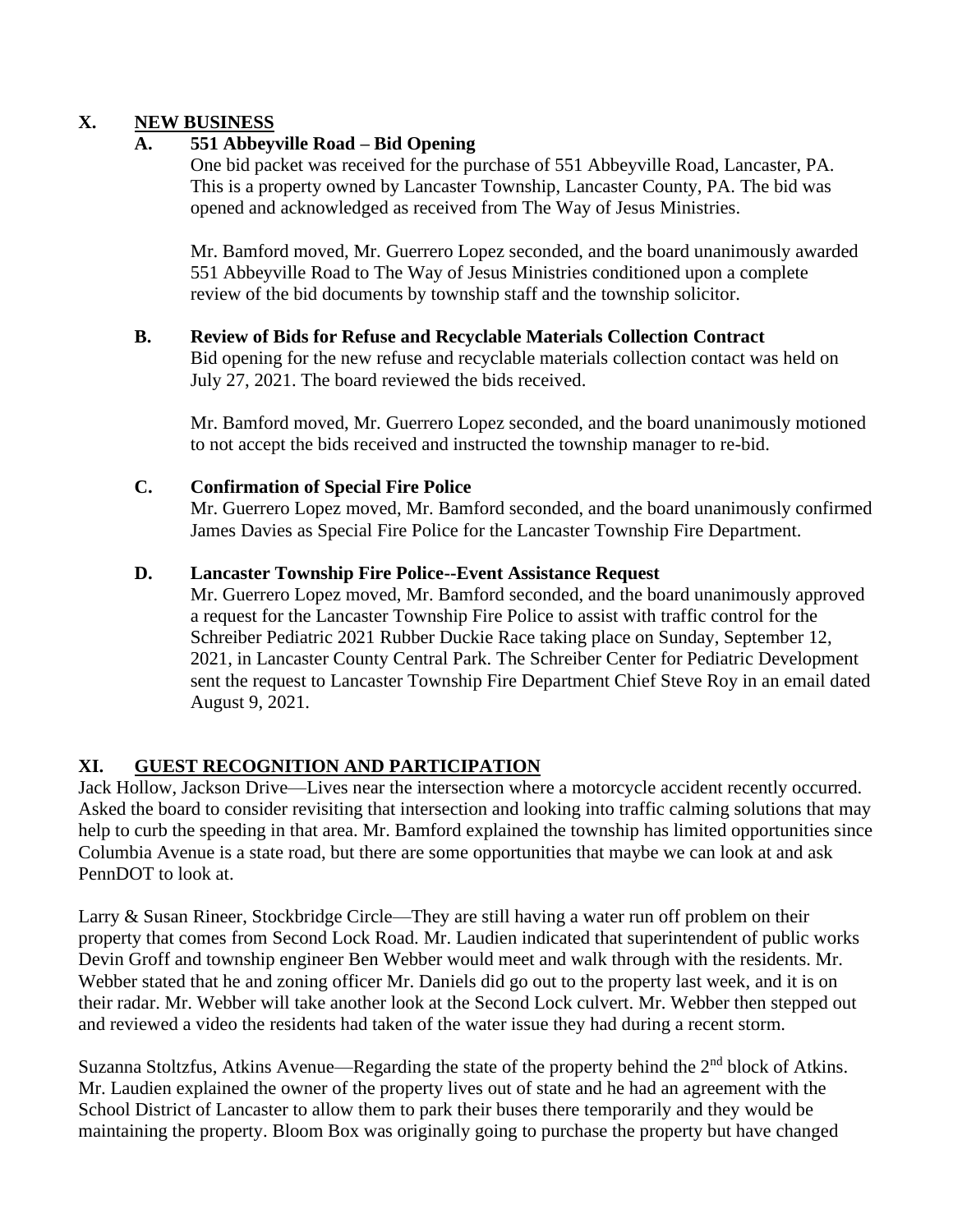## X. NEW BUSINESS

### A. 551 Abbeyville Road – Bid Opening

One bid packet was received for the purchase of 551 Abbeyville Road, Lancaster, PA. This is a property owned by Lancaster Township, Lancaster County, PA. The bid was opened and acknowledged as received from The Way of Jesus Ministries.

Mr. Bamford moved, Mr. Guerrero Lopez seconded, and the board unanimously awarded 551 Abbeyville Road to The Way of Jesus Ministries conditioned upon a complete review of the bid documents by township staff and the township solicitor.

### B. Review of Bids for Refuse and Recyclable Materials Collection Contract

Bid opening for the new refuse and recyclable materials collection contact was held on July 27, 2021. The board reviewed the bids received.

Mr. Bamford moved, Mr. Guerrero Lopez seconded, and the board unanimously motioned to not accept the bids received and instructed the township manager to re-bid.

### C. Confirmation of Special Fire Police

Mr. Guerrero Lopez moved, Mr. Bamford seconded, and the board unanimously confirmed James Davies as Special Fire Police for the Lancaster Township Fire Department.

### D. Lancaster Township Fire Police--Event Assistance Request

Mr. Guerrero Lopez moved, Mr. Bamford seconded, and the board unanimously approved a request for the Lancaster Township Fire Police to assist with traffic control for the Schreiber Pediatric 2021 Rubber Duckie Race taking place on Sunday, September 12, 2021, in Lancaster County Central Park. The Schreiber Center for Pediatric Development sent the request to Lancaster Township Fire Department Chief Steve Roy in an email dated August 9, 2021.

## XI. GUEST RECOGNITION AND PARTICIPATION

Jack Hollow, Jackson Drive—Lives near the intersection where a motorcycle accident recently occurred. Asked the board to consider revisiting that intersection and looking into traffic calming solutions that may help to curb the speeding in that area. Mr. Bamford explained the township has limited opportunities since Columbia Avenue is a state road, but there are some opportunities that maybe we can look at and ask PennDOT to look at.

Larry & Susan Rineer, Stockbridge Circle—They are still having a water run off problem on their property that comes from Second Lock Road. Mr. Laudien indicated that superintendent of public works Devin Groff and township engineer Ben Webber would meet and walk through with the residents. Mr. Webber stated that he and zoning officer Mr. Daniels did go out to the property last week, and it is on their radar. Mr. Webber will take another look at the Second Lock culvert. Mr. Webber then stepped out and reviewed a video the residents had taken of the water issue they had during a recent storm.

Suzanna Stoltzfus, Atkins Avenue—Regarding the state of the property behind the 2nd block of Atkins. Mr. Laudien explained the owner of the property lives out of state and he had an agreement with the School District of Lancaster to allow them to park their buses there temporarily and they would be maintaining the property. Bloom Box was originally going to purchase the property but have changed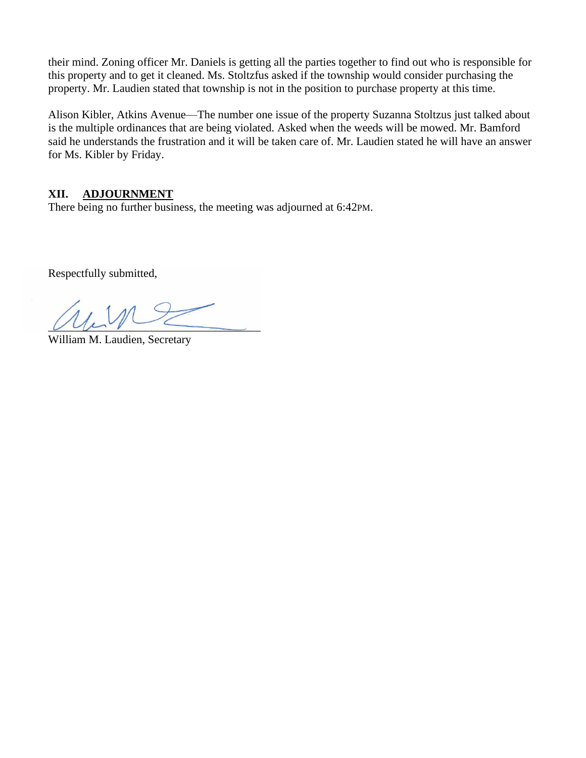their mind. Zoning officer Mr. Daniels is getting all the parties together to find out who is responsible for this property and to get it cleaned. Ms. Stoltzfus asked if the township would consider purchasing the property. Mr. Laudien stated that township is not in the position to purchase property at this time.

Alison Kibler, Atkins Avenue—The number one issue of the property Suzanna Stoltzus just talked about is the multiple ordinances that are being violated. Asked when the weeds will be mowed. Mr. Bamford said he understands the frustration and it will be taken care of. Mr. Laudien stated he will have an answer for Ms. Kibler by Friday.

## XII. ADJOURNMENT

There being no further business, the meeting was adjourned at 6:42PM.

Respectfully submitted,

William M. Laudien, Secretary